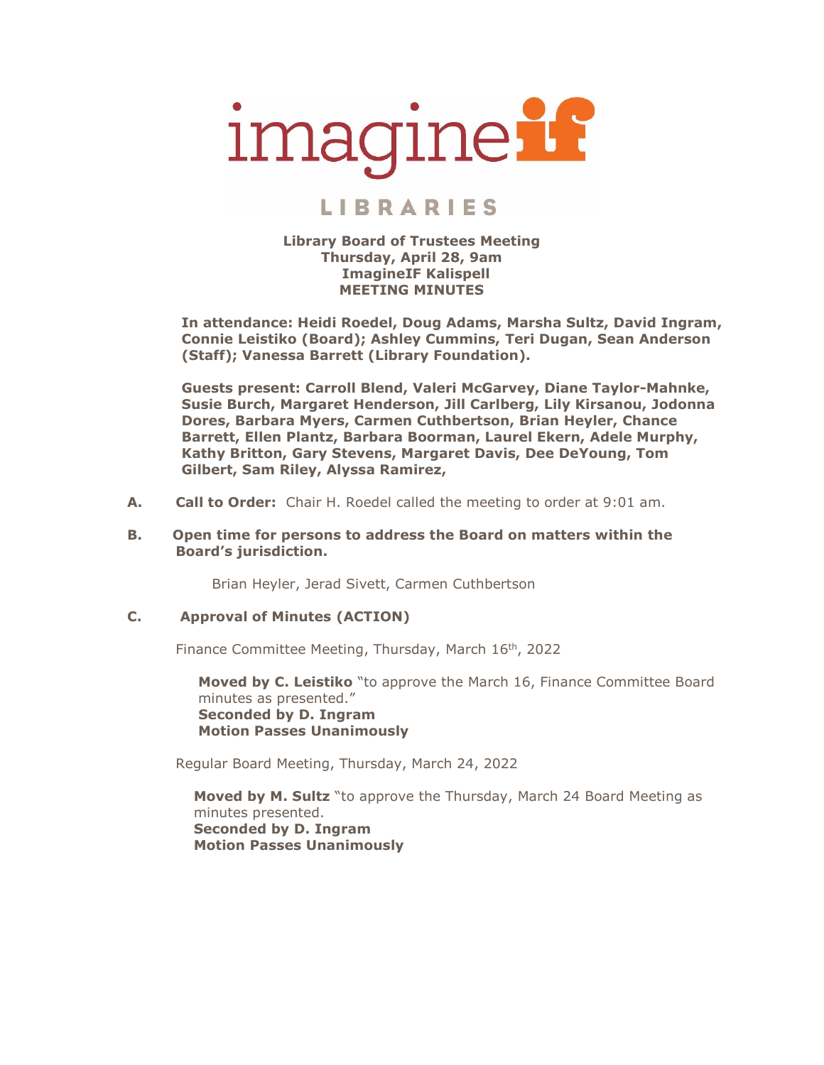imagine**if**

LIBRARIES

**Library Board of Trustees Meeting**
**Thursday, April 28, 9am**
**ImagineIF Kalispell**
**MEETING MINUTES**

**In attendance: Heidi Roedel, Doug Adams, Marsha Sultz, David Ingram, Connie Leistiko (Board); Ashley Cummins, Teri Dugan, Sean Anderson (Staff); Vanessa Barrett (Library Foundation).**

**Guests present: Carroll Blend, Valeri McGarvey, Diane Taylor-Mahnke, Susie Burch, Margaret Henderson, Jill Carlberg, Lily Kirsanou, Jodonna Dores, Barbara Myers, Carmen Cuthbertson, Brian Heyler, Chance Barrett, Ellen Plantz, Barbara Boorman, Laurel Ekern, Adele Murphy, Kathy Britton, Gary Stevens, Margaret Davis, Dee DeYoung, Tom Gilbert, Sam Riley, Alyssa Ramirez,**

**A. Call to Order:** Chair H. Roedel called the meeting to order at 9:01 am.

**B. Open time for persons to address the Board on matters within the Board's jurisdiction.**

Brian Heyler, Jerad Sivett, Carmen Cuthbertson

**C. Approval of Minutes (ACTION)**

Finance Committee Meeting, Thursday, March 16th, 2022

**Moved by C. Leistiko** "to approve the March 16, Finance Committee Board minutes as presented."
**Seconded by D. Ingram**
**Motion Passes Unanimously**

Regular Board Meeting, Thursday, March 24, 2022

**Moved by M. Sultz** "to approve the Thursday, March 24 Board Meeting as minutes presented.
**Seconded by D. Ingram**
**Motion Passes Unanimously**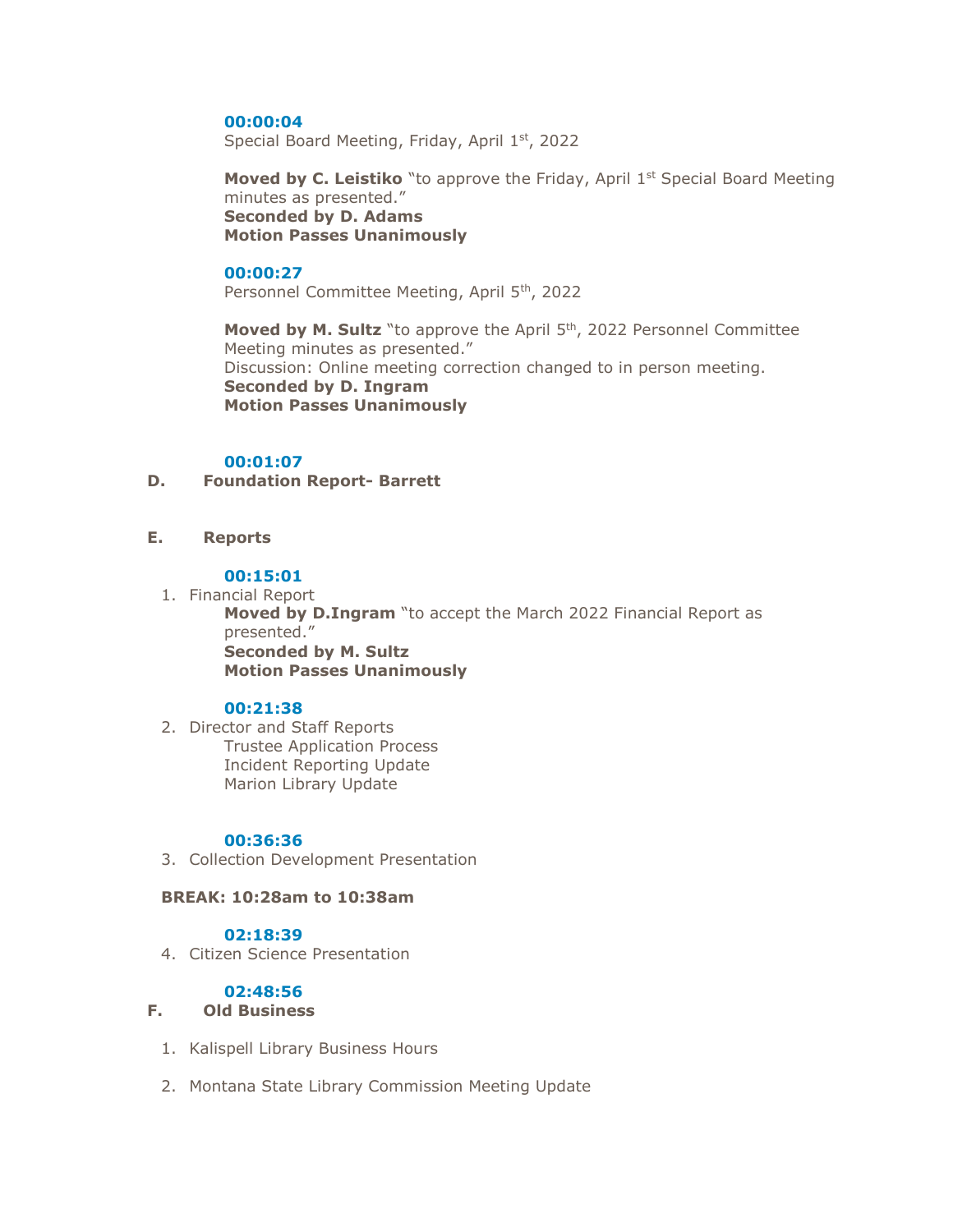**00:00:04**
Special Board Meeting, Friday, April 1st, 2022

**Moved by C. Leistiko** "to approve the Friday, April 1st Special Board Meeting minutes as presented."
**Seconded by D. Adams**
**Motion Passes Unanimously**

**00:00:27**
Personnel Committee Meeting, April 5th, 2022

**Moved by M. Sultz** "to approve the April 5th, 2022 Personnel Committee Meeting minutes as presented."
Discussion: Online meeting correction changed to in person meeting.
**Seconded by D. Ingram**
**Motion Passes Unanimously**

**00:01:07**

**D. Foundation Report- Barrett**

**E. Reports**

**00:15:01**

1. Financial Report
   **Moved by D.Ingram** "to accept the March 2022 Financial Report as presented."
   **Seconded by M. Sultz**
   **Motion Passes Unanimously**

**00:21:38**

2. Director and Staff Reports
   Trustee Application Process
   Incident Reporting Update
   Marion Library Update

**00:36:36**

3. Collection Development Presentation

**BREAK: 10:28am to 10:38am**

**02:18:39**

4. Citizen Science Presentation

**02:48:56**

**F. Old Business**

1. Kalispell Library Business Hours

2. Montana State Library Commission Meeting Update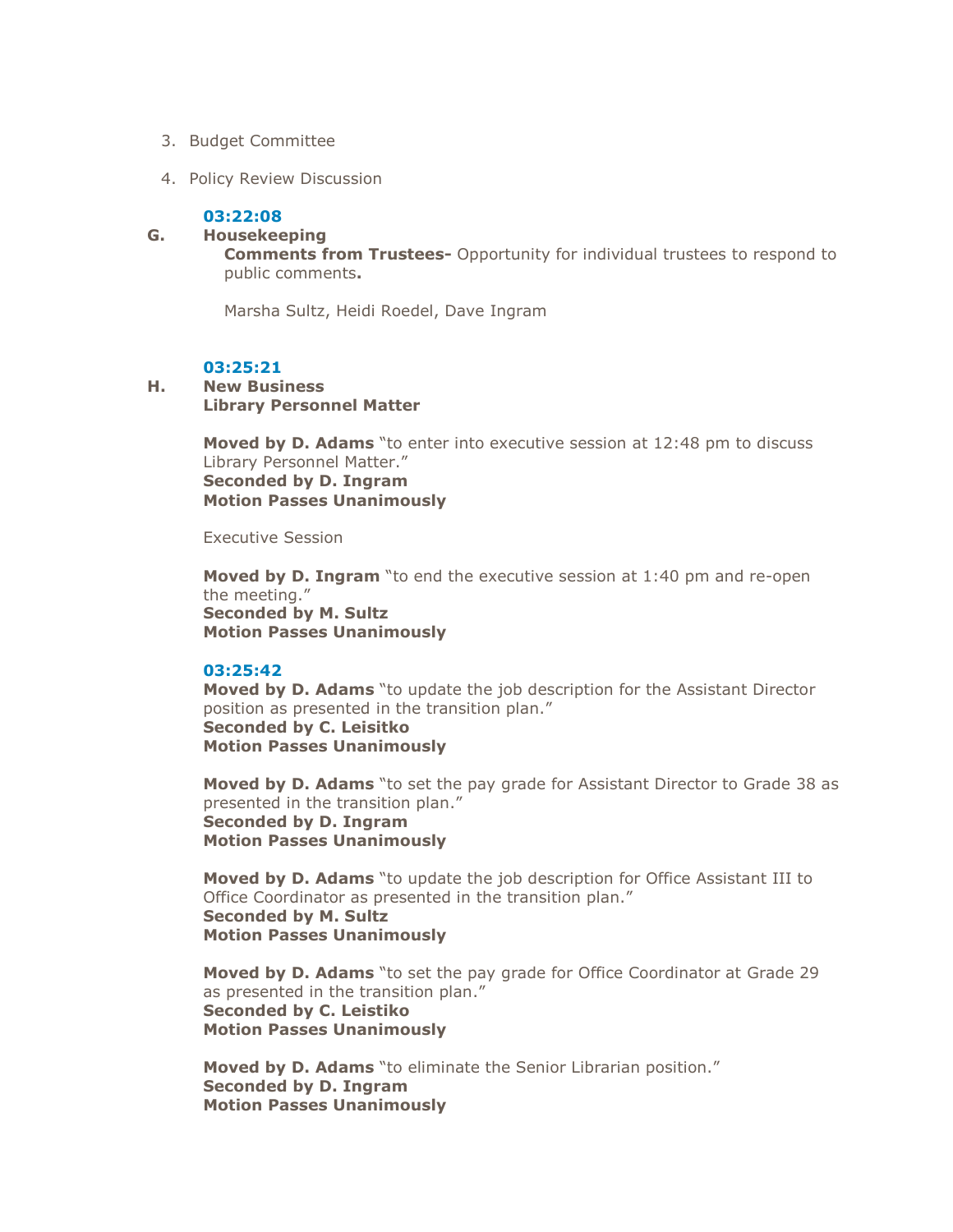3. Budget Committee

4. Policy Review Discussion

**03:22:08**

**G. Housekeeping**

**Comments from Trustees-** Opportunity for individual trustees to respond to public comments**.**

Marsha Sultz, Heidi Roedel, Dave Ingram

**03:25:21**

**H. New Business**

**Library Personnel Matter**

**Moved by D. Adams** "to enter into executive session at 12:48 pm to discuss Library Personnel Matter."
**Seconded by D. Ingram**
**Motion Passes Unanimously**

Executive Session

**Moved by D. Ingram** "to end the executive session at 1:40 pm and re-open the meeting."
**Seconded by M. Sultz**
**Motion Passes Unanimously**

**03:25:42**

**Moved by D. Adams** "to update the job description for the Assistant Director position as presented in the transition plan."
**Seconded by C. Leisitko**
**Motion Passes Unanimously**

**Moved by D. Adams** "to set the pay grade for Assistant Director to Grade 38 as presented in the transition plan."
**Seconded by D. Ingram**
**Motion Passes Unanimously**

**Moved by D. Adams** "to update the job description for Office Assistant III to Office Coordinator as presented in the transition plan."
**Seconded by M. Sultz**
**Motion Passes Unanimously**

**Moved by D. Adams** "to set the pay grade for Office Coordinator at Grade 29 as presented in the transition plan."
**Seconded by C. Leistiko**
**Motion Passes Unanimously**

**Moved by D. Adams** "to eliminate the Senior Librarian position."
**Seconded by D. Ingram**
**Motion Passes Unanimously**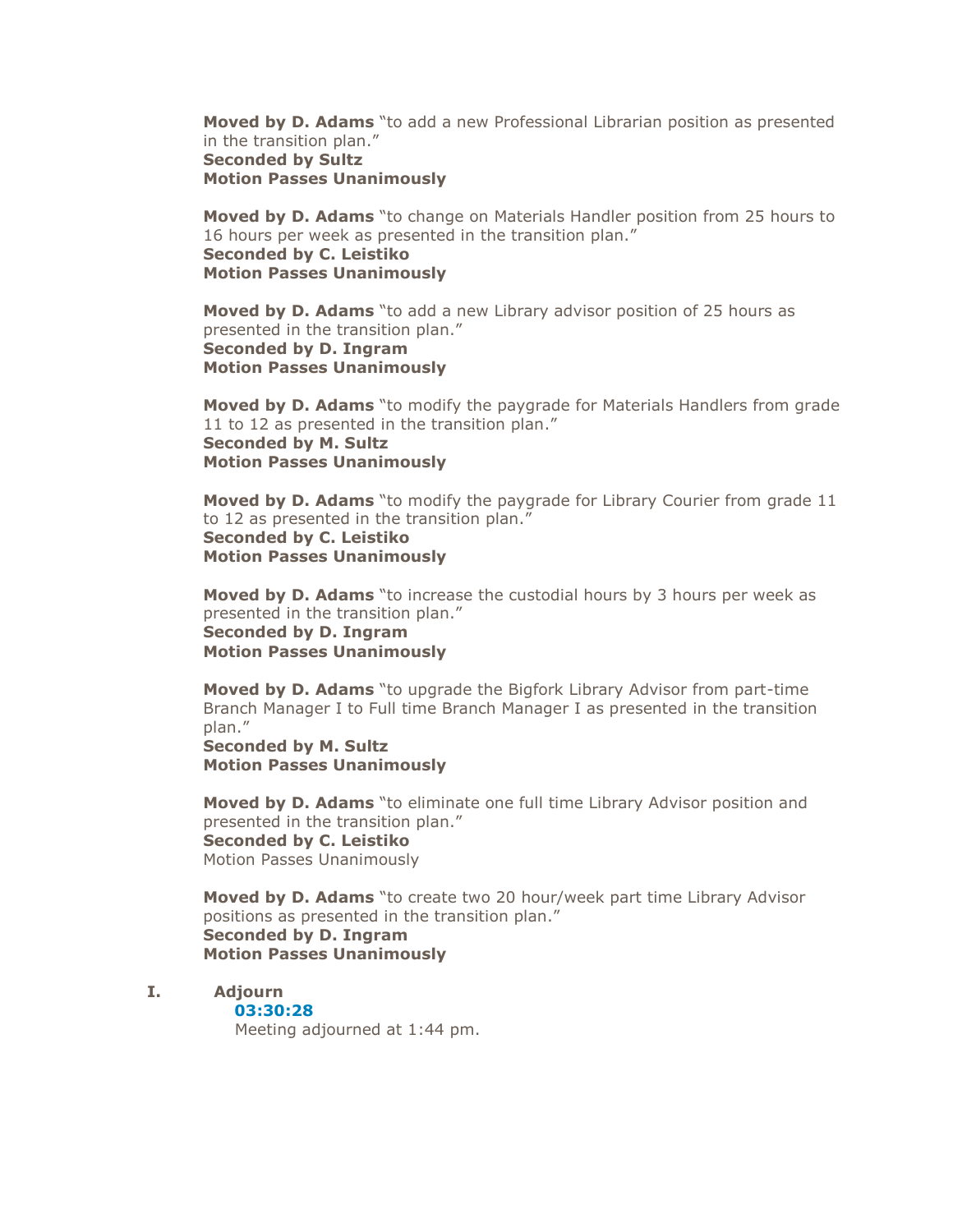**Moved by D. Adams** "to add a new Professional Librarian position as presented in the transition plan."
**Seconded by Sultz**
**Motion Passes Unanimously**

**Moved by D. Adams** "to change on Materials Handler position from 25 hours to 16 hours per week as presented in the transition plan."
**Seconded by C. Leistiko**
**Motion Passes Unanimously**

**Moved by D. Adams** "to add a new Library advisor position of 25 hours as presented in the transition plan."
**Seconded by D. Ingram**
**Motion Passes Unanimously**

**Moved by D. Adams** "to modify the paygrade for Materials Handlers from grade 11 to 12 as presented in the transition plan."
**Seconded by M. Sultz**
**Motion Passes Unanimously**

**Moved by D. Adams** "to modify the paygrade for Library Courier from grade 11 to 12 as presented in the transition plan."
**Seconded by C. Leistiko**
**Motion Passes Unanimously**

**Moved by D. Adams** "to increase the custodial hours by 3 hours per week as presented in the transition plan."
**Seconded by D. Ingram**
**Motion Passes Unanimously**

**Moved by D. Adams** "to upgrade the Bigfork Library Advisor from part-time Branch Manager I to Full time Branch Manager I as presented in the transition plan."
**Seconded by M. Sultz**
**Motion Passes Unanimously**

**Moved by D. Adams** "to eliminate one full time Library Advisor position and presented in the transition plan."
**Seconded by C. Leistiko**
Motion Passes Unanimously

**Moved by D. Adams** "to create two 20 hour/week part time Library Advisor positions as presented in the transition plan."
**Seconded by D. Ingram**
**Motion Passes Unanimously**

## I. Adjourn

**03:30:28**

Meeting adjourned at 1:44 pm.